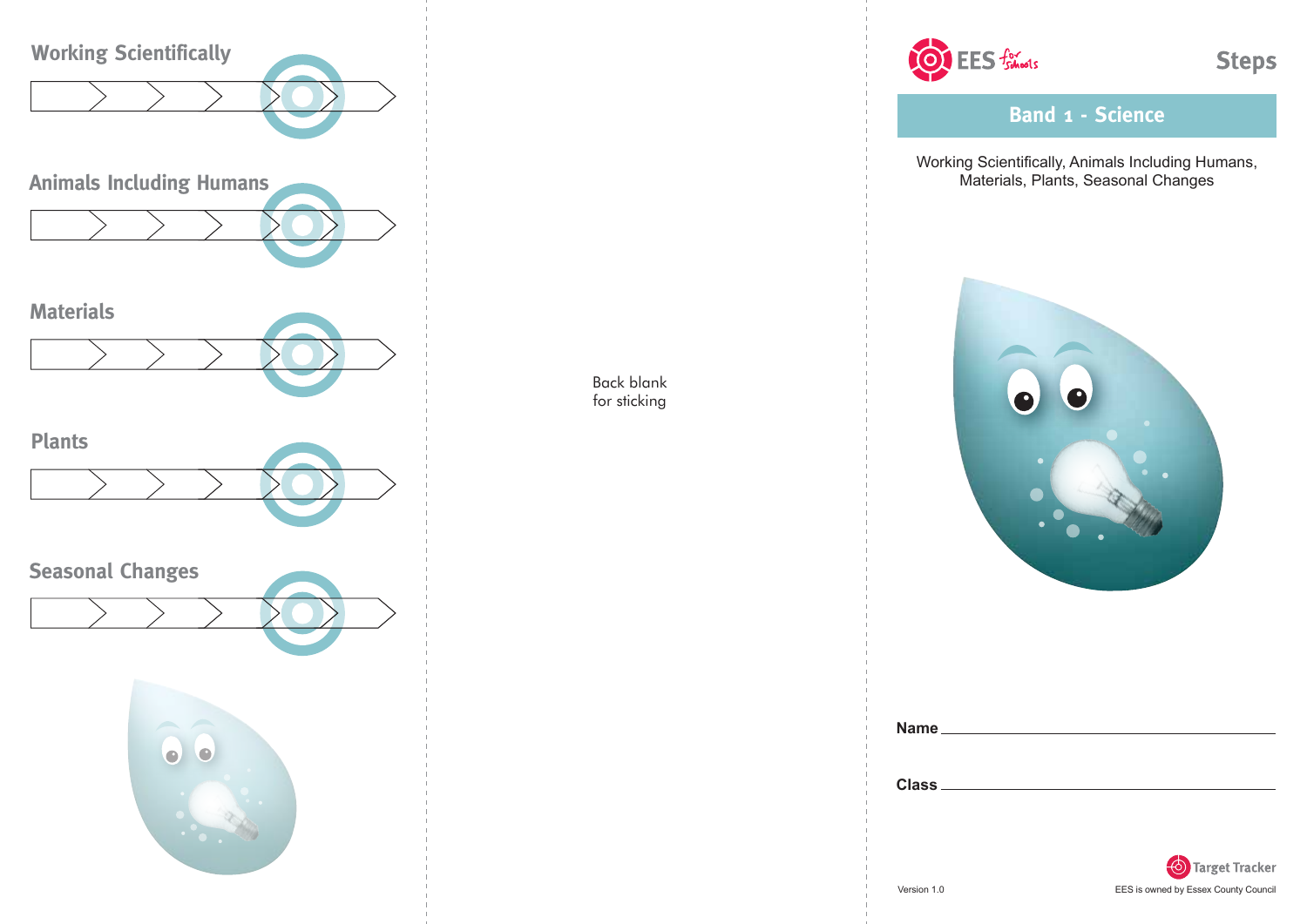## Working Scientifically

## Animals Including Humans

## Materials

## Plants

## Seasonal Changes

Back blank
for sticking

EES for schools

# Steps

## Band 1 - Science

Working Scientifically, Animals Including Humans, Materials, Plants, Seasonal Changes

**Name** \_\_\_\_\_\_\_\_\_\_\_\_\_\_\_\_\_\_\_\_\_\_\_\_\_\_\_\_\_\_

**Class** \_\_\_\_\_\_\_\_\_\_\_\_\_\_\_\_\_\_\_\_\_\_\_\_\_\_\_\_\_\_

Target Tracker

Version 1.0

EES is owned by Essex County Council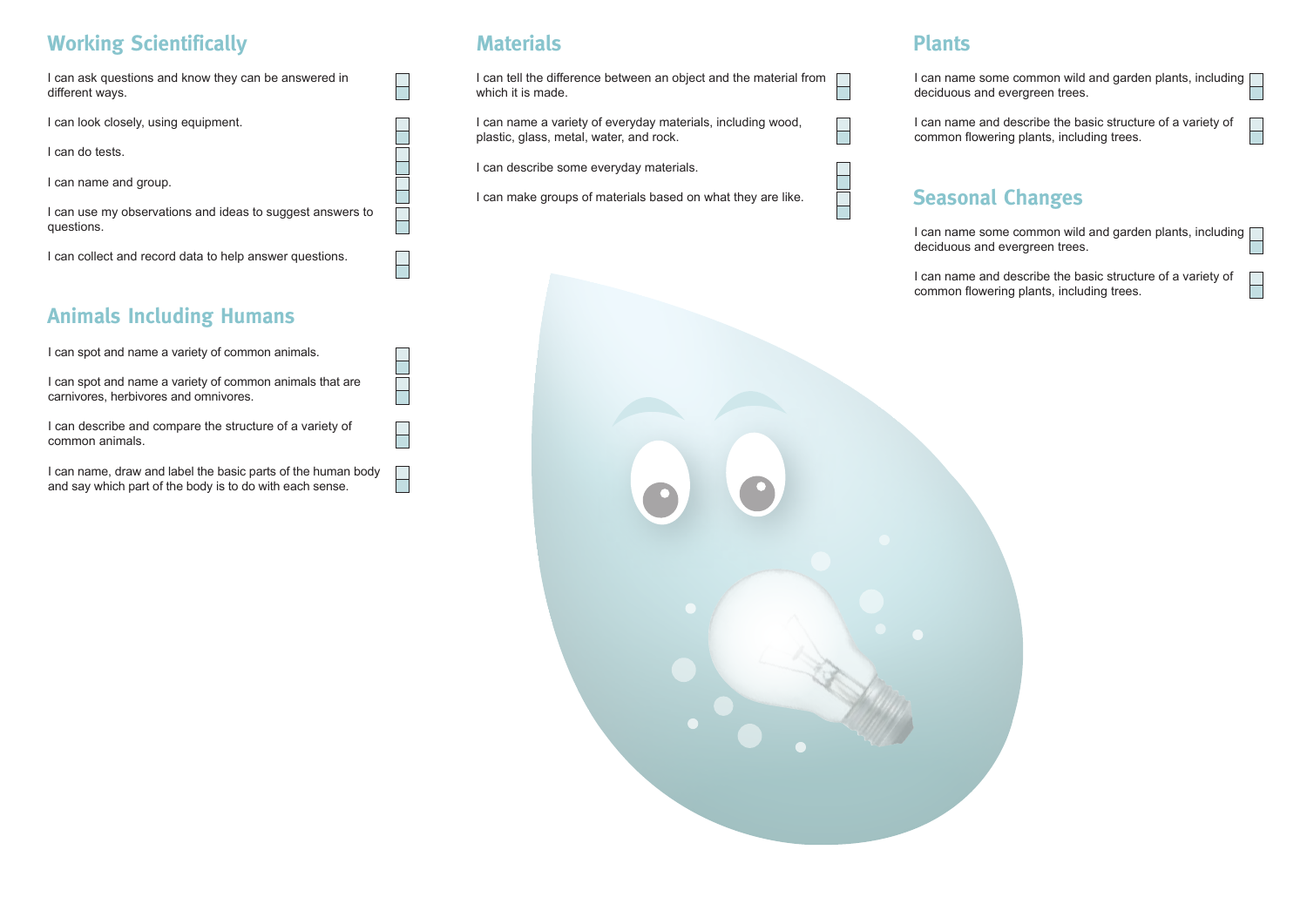## Working Scientifically

- I can ask questions and know they can be answered in different ways.
- I can look closely, using equipment.
- I can do tests.
- I can name and group.
- I can use my observations and ideas to suggest answers to questions.
- I can collect and record data to help answer questions.

## Animals Including Humans

- I can spot and name a variety of common animals.
- I can spot and name a variety of common animals that are carnivores, herbivores and omnivores.
- I can describe and compare the structure of a variety of common animals.
- I can name, draw and label the basic parts of the human body and say which part of the body is to do with each sense.

## Materials

- I can tell the difference between an object and the material from which it is made.
- I can name a variety of everyday materials, including wood, plastic, glass, metal, water, and rock.
- I can describe some everyday materials.
- I can make groups of materials based on what they are like.

## Plants

- I can name some common wild and garden plants, including deciduous and evergreen trees.
- I can name and describe the basic structure of a variety of common flowering plants, including trees.

## Seasonal Changes

- I can name some common wild and garden plants, including deciduous and evergreen trees.
- I can name and describe the basic structure of a variety of common flowering plants, including trees.